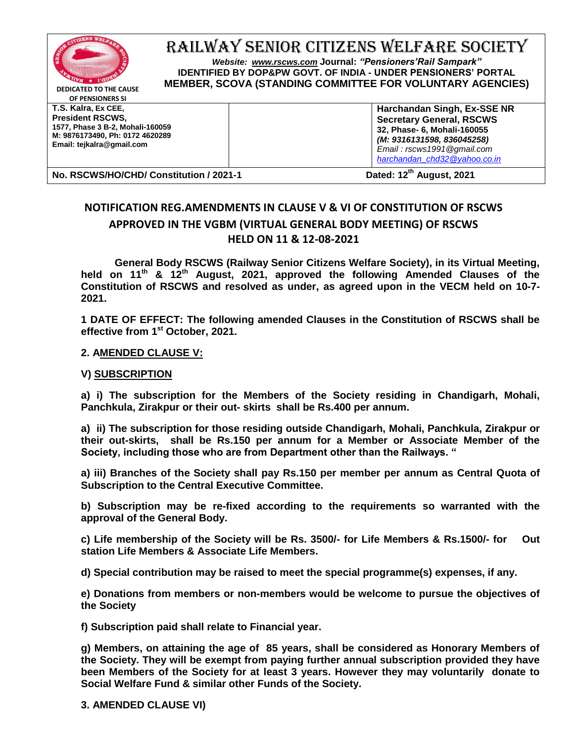# RAILWAY SENIOR CITIZENS WELFARE SOCIETY

*Website: www.rscws.com* **Journal:** ***"Pensioners'Rail Sampark"***
**IDENTIFIED BY DOP&PW GOVT. OF INDIA - UNDER PENSIONERS' PORTAL**
**MEMBER, SCOVA (STANDING COMMITTEE FOR VOLUNTARY AGENCIES)**

**DEDICATED TO THE CAUSE OF PENSIONERS SI**

| **T.S. Kalra, Ex CEE,**<br>**President RSCWS,**<br>**1577, Phase 3 B-2, Mohali-160059**<br>**M: 9876173490, Ph: 0172 4620289**<br>**Email: tejkalra@gmail.com** | | **Harchandan Singh, Ex-SSE NR**<br>**Secretary General, RSCWS**<br>**32, Phase- 6, Mohali-160055**<br>***(M: 9316131598, 836045258)***<br>*Email : rscws1991@gmail.com*<br>*harchandan_chd32@yahoo.co.in* |
|---|---|---|
| **No. RSCWS/HO/CHD/ Constitution / 2021-1** | | **Dated: 12th August, 2021** |

## NOTIFICATION REG.AMENDMENTS IN CLAUSE V & VI OF CONSTITUTION OF RSCWS APPROVED IN THE VGBM (VIRTUAL GENERAL BODY MEETING) OF RSCWS HELD ON 11 & 12-08-2021

**General Body RSCWS (Railway Senior Citizens Welfare Society), in its Virtual Meeting, held on 11th & 12th August, 2021, approved the following Amended Clauses of the Constitution of RSCWS and resolved as under, as agreed upon in the VECM held on 10-7-2021.**

**1 DATE OF EFFECT: The following amended Clauses in the Constitution of RSCWS shall be effective from 1st October, 2021.**

**2. AMENDED CLAUSE V:**

**V) SUBSCRIPTION**

**a) i) The subscription for the Members of the Society residing in Chandigarh, Mohali, Panchkula, Zirakpur or their out- skirts shall be Rs.400 per annum.**

**a) ii) The subscription for those residing outside Chandigarh, Mohali, Panchkula, Zirakpur or their out-skirts, shall be Rs.150 per annum for a Member or Associate Member of the Society, including those who are from Department other than the Railways. "**

**a) iii) Branches of the Society shall pay Rs.150 per member per annum as Central Quota of Subscription to the Central Executive Committee.**

**b) Subscription may be re-fixed according to the requirements so warranted with the approval of the General Body.**

**c) Life membership of the Society will be Rs. 3500/- for Life Members & Rs.1500/- for Out station Life Members & Associate Life Members.**

**d) Special contribution may be raised to meet the special programme(s) expenses, if any.**

**e) Donations from members or non-members would be welcome to pursue the objectives of the Society**

**f) Subscription paid shall relate to Financial year.**

**g) Members, on attaining the age of 85 years, shall be considered as Honorary Members of the Society. They will be exempt from paying further annual subscription provided they have been Members of the Society for at least 3 years. However they may voluntarily donate to Social Welfare Fund & similar other Funds of the Society.**

**3. AMENDED CLAUSE VI)**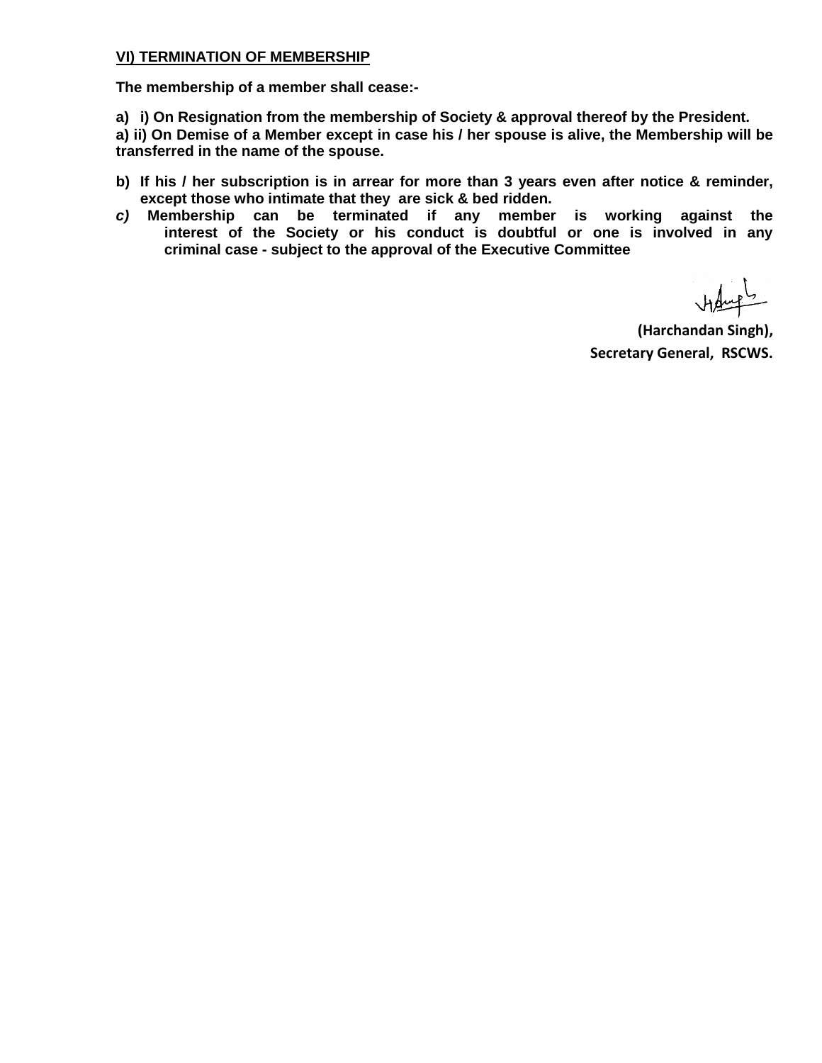**<u>VI) TERMINATION OF MEMBERSHIP</u>**

**The membership of a member shall cease:-**

**a) i) On Resignation from the membership of Society & approval thereof by the President.**

**a) ii) On Demise of a Member except in case his / her spouse is alive, the Membership will be transferred in the name of the spouse.**

**b) If his / her subscription is in arrear for more than 3 years even after notice & reminder, except those who intimate that they are sick & bed ridden.**

***c)* Membership can be terminated if any member is working against the interest of the Society or his conduct is doubtful or one is involved in any criminal case - subject to the approval of the Executive Committee**

**(Harchandan Singh),**
**Secretary General, RSCWS.**